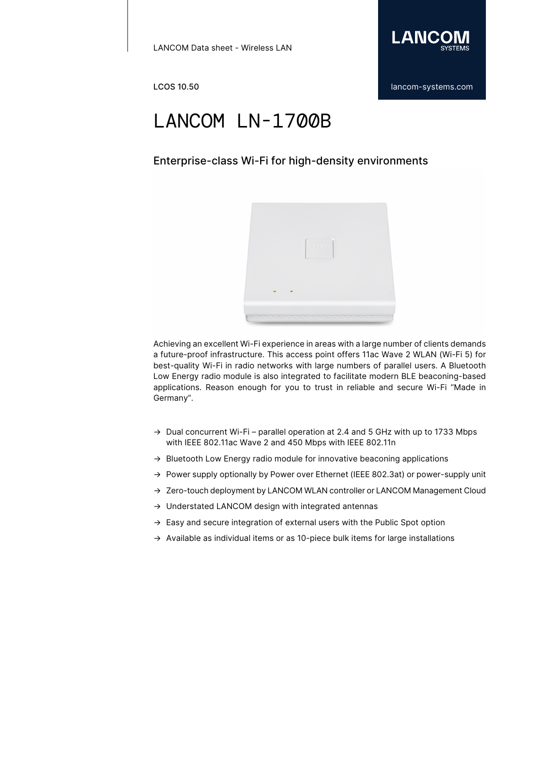LANCOM Data sheet - Wireless LAN

LCOS 10.50

# LANCOM LN-1700B

## Enterprise-class Wi-Fi for high-density environments

Achieving an excellent Wi-Fi experience in areas with a large number of clients demands a future-proof infrastructure. This access point offers 11ac Wave 2 WLAN (Wi-Fi 5) for best-quality Wi-Fi in radio networks with large numbers of parallel users. A Bluetooth Low Energy radio module is also integrated to facilitate modern BLE beaconing-based applications. Reason enough for you to trust in reliable and secure Wi-Fi "Made in Germany".

- → Dual concurrent Wi-Fi – parallel operation at 2.4 and 5 GHz with up to 1733 Mbps with IEEE 802.11ac Wave 2 and 450 Mbps with IEEE 802.11n
- → Bluetooth Low Energy radio module for innovative beaconing applications
- → Power supply optionally by Power over Ethernet (IEEE 802.3at) or power-supply unit
- → Zero-touch deployment by LANCOM WLAN controller or LANCOM Management Cloud
- → Understated LANCOM design with integrated antennas
- → Easy and secure integration of external users with the Public Spot option
- → Available as individual items or as 10-piece bulk items for large installations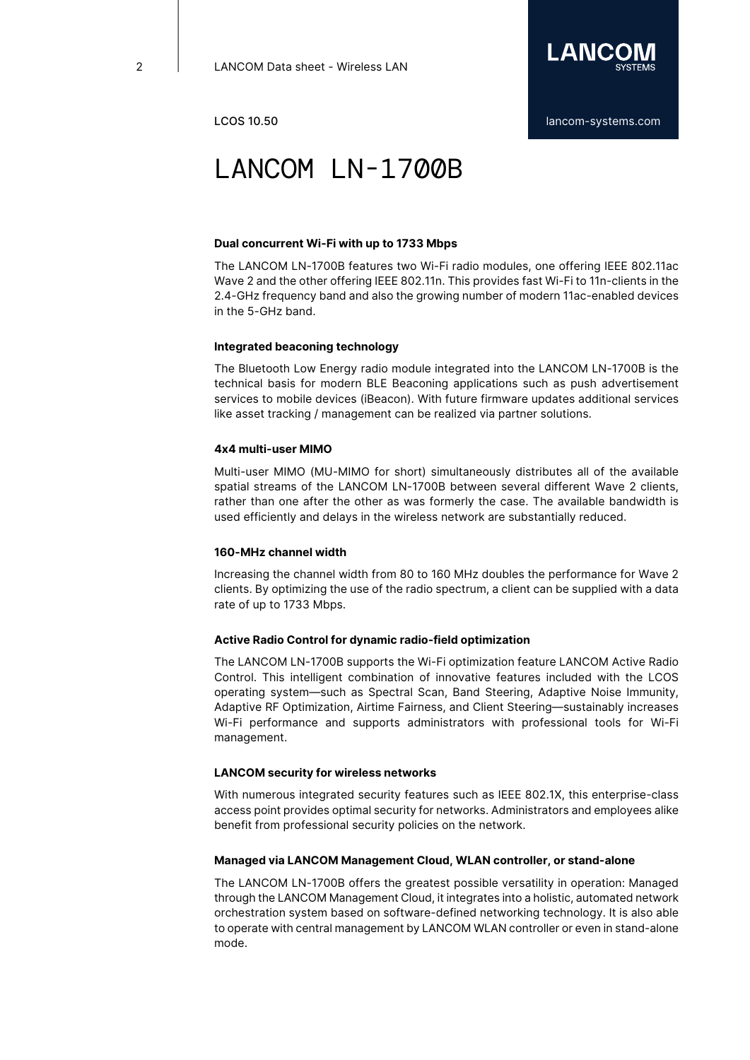# LANCOM LN-1700B

### Dual concurrent Wi-Fi with up to 1733 Mbps

The LANCOM LN-1700B features two Wi-Fi radio modules, one offering IEEE 802.11ac Wave 2 and the other offering IEEE 802.11n. This provides fast Wi-Fi to 11n-clients in the 2.4-GHz frequency band and also the growing number of modern 11ac-enabled devices in the 5-GHz band.

### Integrated beaconing technology

The Bluetooth Low Energy radio module integrated into the LANCOM LN-1700B is the technical basis for modern BLE Beaconing applications such as push advertisement services to mobile devices (iBeacon). With future firmware updates additional services like asset tracking / management can be realized via partner solutions.

### 4x4 multi-user MIMO

Multi-user MIMO (MU-MIMO for short) simultaneously distributes all of the available spatial streams of the LANCOM LN-1700B between several different Wave 2 clients, rather than one after the other as was formerly the case. The available bandwidth is used efficiently and delays in the wireless network are substantially reduced.

### 160-MHz channel width

Increasing the channel width from 80 to 160 MHz doubles the performance for Wave 2 clients. By optimizing the use of the radio spectrum, a client can be supplied with a data rate of up to 1733 Mbps.

### Active Radio Control for dynamic radio-field optimization

The LANCOM LN-1700B supports the Wi-Fi optimization feature LANCOM Active Radio Control. This intelligent combination of innovative features included with the LCOS operating system—such as Spectral Scan, Band Steering, Adaptive Noise Immunity, Adaptive RF Optimization, Airtime Fairness, and Client Steering—sustainably increases Wi-Fi performance and supports administrators with professional tools for Wi-Fi management.

### LANCOM security for wireless networks

With numerous integrated security features such as IEEE 802.1X, this enterprise-class access point provides optimal security for networks. Administrators and employees alike benefit from professional security policies on the network.

### Managed via LANCOM Management Cloud, WLAN controller, or stand-alone

The LANCOM LN-1700B offers the greatest possible versatility in operation: Managed through the LANCOM Management Cloud, it integrates into a holistic, automated network orchestration system based on software-defined networking technology. It is also able to operate with central management by LANCOM WLAN controller or even in stand-alone mode.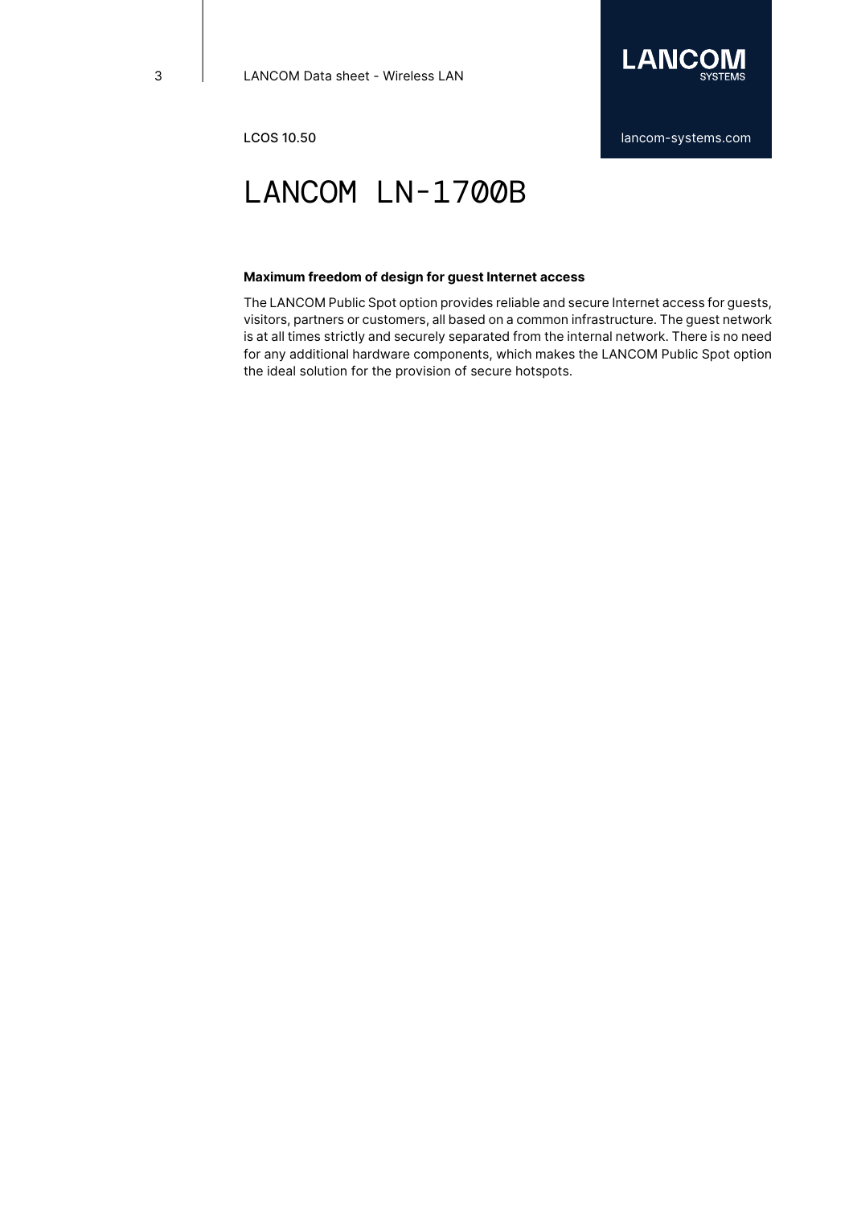# LANCOM LN-1700B

**Maximum freedom of design for guest Internet access**

The LANCOM Public Spot option provides reliable and secure Internet access for guests, visitors, partners or customers, all based on a common infrastructure. The guest network is at all times strictly and securely separated from the internal network. There is no need for any additional hardware components, which makes the LANCOM Public Spot option the ideal solution for the provision of secure hotspots.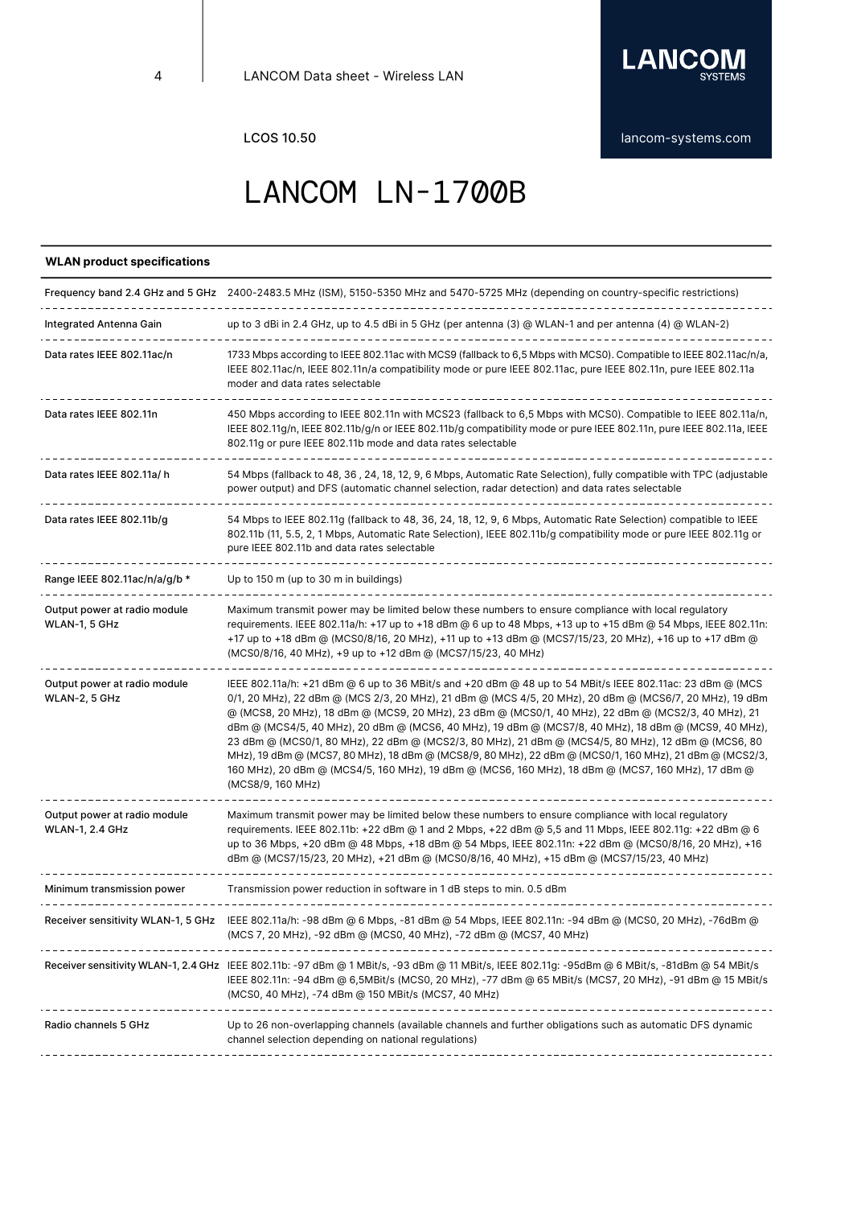LCOS 10.50

# LANCOM LN-1700B

| WLAN product specifications | |
|---|---|
| Frequency band 2.4 GHz and 5 GHz | 2400-2483.5 MHz (ISM), 5150-5350 MHz and 5470-5725 MHz (depending on country-specific restrictions) |
| Integrated Antenna Gain | up to 3 dBi in 2.4 GHz, up to 4.5 dBi in 5 GHz (per antenna (3) @ WLAN-1 and per antenna (4) @ WLAN-2) |
| Data rates IEEE 802.11ac/n | 1733 Mbps according to IEEE 802.11ac with MCS9 (fallback to 6,5 Mbps with MCS0). Compatible to IEEE 802.11ac/n/a, IEEE 802.11ac/n, IEEE 802.11n/a compatibility mode or pure IEEE 802.11ac, pure IEEE 802.11n, pure IEEE 802.11a moder and data rates selectable |
| Data rates IEEE 802.11n | 450 Mbps according to IEEE 802.11n with MCS23 (fallback to 6,5 Mbps with MCS0). Compatible to IEEE 802.11a/n, IEEE 802.11g/n, IEEE 802.11b/g/n or IEEE 802.11b/g compatibility mode or pure IEEE 802.11n, pure IEEE 802.11a, IEEE 802.11g or pure IEEE 802.11b mode and data rates selectable |
| Data rates IEEE 802.11a/ h | 54 Mbps (fallback to 48, 36 , 24, 18, 12, 9, 6 Mbps, Automatic Rate Selection), fully compatible with TPC (adjustable power output) and DFS (automatic channel selection, radar detection) and data rates selectable |
| Data rates IEEE 802.11b/g | 54 Mbps to IEEE 802.11g (fallback to 48, 36, 24, 18, 12, 9, 6 Mbps, Automatic Rate Selection) compatible to IEEE 802.11b (11, 5.5, 2, 1 Mbps, Automatic Rate Selection), IEEE 802.11b/g compatibility mode or pure IEEE 802.11g or pure IEEE 802.11b and data rates selectable |
| Range IEEE 802.11ac/n/a/g/b * | Up to 150 m (up to 30 m in buildings) |
| Output power at radio module WLAN-1, 5 GHz | Maximum transmit power may be limited below these numbers to ensure compliance with local regulatory requirements. IEEE 802.11a/h: +17 up to +18 dBm @ 6 up to 48 Mbps, +13 up to +15 dBm @ 54 Mbps, IEEE 802.11n: +17 up to +18 dBm @ (MCS0/8/16, 20 MHz), +11 up to +13 dBm @ (MCS7/15/23, 20 MHz), +16 up to +17 dBm @ (MCS0/8/16, 40 MHz), +9 up to +12 dBm @ (MCS7/15/23, 40 MHz) |
| Output power at radio module WLAN-2, 5 GHz | IEEE 802.11a/h: +21 dBm @ 6 up to 36 MBit/s and +20 dBm @ 48 up to 54 MBit/s IEEE 802.11ac: 23 dBm @ (MCS 0/1, 20 MHz), 22 dBm @ (MCS 2/3, 20 MHz), 21 dBm @ (MCS 4/5, 20 MHz), 20 dBm @ (MCS6/7, 20 MHz), 19 dBm @ (MCS8, 20 MHz), 18 dBm @ (MCS9, 20 MHz), 23 dBm @ (MCS0/1, 40 MHz), 22 dBm @ (MCS2/3, 40 MHz), 21 dBm @ (MCS4/5, 40 MHz), 20 dBm @ (MCS6, 40 MHz), 19 dBm @ (MCS7/8, 40 MHz), 18 dBm @ (MCS9, 40 MHz), 23 dBm @ (MCS0/1, 80 MHz), 22 dBm @ (MCS2/3, 80 MHz), 21 dBm @ (MCS4/5, 80 MHz), 12 dBm @ (MCS6, 80 MHz), 19 dBm @ (MCS7, 80 MHz), 18 dBm @ (MCS8/9, 80 MHz), 22 dBm @ (MCS0/1, 160 MHz), 21 dBm @ (MCS2/3, 160 MHz), 20 dBm @ (MCS4/5, 160 MHz), 19 dBm @ (MCS6, 160 MHz), 18 dBm @ (MCS7, 160 MHz), 17 dBm @ (MCS8/9, 160 MHz) |
| Output power at radio module WLAN-1, 2.4 GHz | Maximum transmit power may be limited below these numbers to ensure compliance with local regulatory requirements. IEEE 802.11b: +22 dBm @ 1 and 2 Mbps, +22 dBm @ 5,5 and 11 Mbps, IEEE 802.11g: +22 dBm @ 6 up to 36 Mbps, +20 dBm @ 48 Mbps, +18 dBm @ 54 Mbps, IEEE 802.11n: +22 dBm @ (MCS0/8/16, 20 MHz), +16 dBm @ (MCS7/15/23, 20 MHz), +21 dBm @ (MCS0/8/16, 40 MHz), +15 dBm @ (MCS7/15/23, 40 MHz) |
| Minimum transmission power | Transmission power reduction in software in 1 dB steps to min. 0.5 dBm |
| Receiver sensitivity WLAN-1, 5 GHz | IEEE 802.11a/h: -98 dBm @ 6 Mbps, -81 dBm @ 54 Mbps, IEEE 802.11n: -94 dBm @ (MCS0, 20 MHz), -76dBm @ (MCS 7, 20 MHz), -92 dBm @ (MCS0, 40 MHz), -72 dBm @ (MCS7, 40 MHz) |
| Receiver sensitivity WLAN-1, 2.4 GHz | IEEE 802.11b: -97 dBm @ 1 MBit/s, -93 dBm @ 11 MBit/s, IEEE 802.11g: -95dBm @ 6 MBit/s, -81dBm @ 54 MBit/s IEEE 802.11n: -94 dBm @ 6,5MBit/s (MCS0, 20 MHz), -77 dBm @ 65 MBit/s (MCS7, 20 MHz), -91 dBm @ 15 MBit/s (MCS0, 40 MHz), -74 dBm @ 150 MBit/s (MCS7, 40 MHz) |
| Radio channels 5 GHz | Up to 26 non-overlapping channels (available channels and further obligations such as automatic DFS dynamic channel selection depending on national regulations) |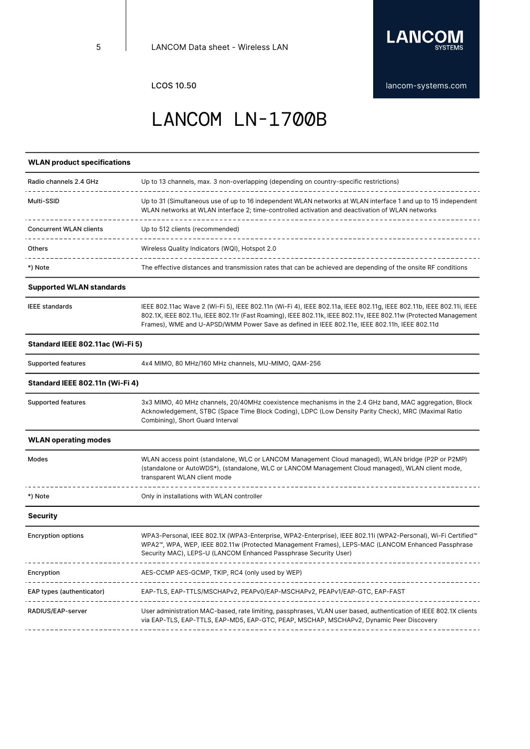# LANCOM LN-1700B

| WLAN product specifications | |
|---|---|
| Radio channels 2.4 GHz | Up to 13 channels, max. 3 non-overlapping (depending on country-specific restrictions) |
| Multi-SSID | Up to 31 (Simultaneous use of up to 16 independent WLAN networks at WLAN interface 1 and up to 15 independent WLAN networks at WLAN interface 2; time-controlled activation and deactivation of WLAN networks |
| Concurrent WLAN clients | Up to 512 clients (recommended) |
| Others | Wireless Quality Indicators (WQI), Hotspot 2.0 |
| *) Note | The effective distances and transmission rates that can be achieved are depending of the onsite RF conditions |

| Supported WLAN standards | |
|---|---|
| IEEE standards | IEEE 802.11ac Wave 2 (Wi-Fi 5), IEEE 802.11n (Wi-Fi 4), IEEE 802.11a, IEEE 802.11g, IEEE 802.11b, IEEE 802.11i, IEEE 802.1X, IEEE 802.11u, IEEE 802.11r (Fast Roaming), IEEE 802.11k, IEEE 802.11v, IEEE 802.11w (Protected Management Frames), WME and U-APSD/WMM Power Save as defined in IEEE 802.11e, IEEE 802.11h, IEEE 802.11d |

| Standard IEEE 802.11ac (Wi-Fi 5) | |
|---|---|
| Supported features | 4x4 MIMO, 80 MHz/160 MHz channels, MU-MIMO, QAM-256 |

| Standard IEEE 802.11n (Wi-Fi 4) | |
|---|---|
| Supported features | 3x3 MIMO, 40 MHz channels, 20/40MHz coexistence mechanisms in the 2.4 GHz band, MAC aggregation, Block Acknowledgement, STBC (Space Time Block Coding), LDPC (Low Density Parity Check), MRC (Maximal Ratio Combining), Short Guard Interval |

| WLAN operating modes | |
|---|---|
| Modes | WLAN access point (standalone, WLC or LANCOM Management Cloud managed), WLAN bridge (P2P or P2MP) (standalone or AutoWDS*), (standalone, WLC or LANCOM Management Cloud managed), WLAN client mode, transparent WLAN client mode |
| *) Note | Only in installations with WLAN controller |

| Security | |
|---|---|
| Encryption options | WPA3-Personal, IEEE 802.1X (WPA3-Enterprise, WPA2-Enterprise), IEEE 802.11i (WPA2-Personal), Wi-Fi Certified™ WPA2™, WPA, WEP, IEEE 802.11w (Protected Management Frames), LEPS-MAC (LANCOM Enhanced Passphrase Security MAC), LEPS-U (LANCOM Enhanced Passphrase Security User) |
| Encryption | AES-CCMP AES-GCMP, TKIP, RC4 (only used by WEP) |
| EAP types (authenticator) | EAP-TLS, EAP-TTLS/MSCHAPv2, PEAPv0/EAP-MSCHAPv2, PEAPv1/EAP-GTC, EAP-FAST |
| RADIUS/EAP-server | User administration MAC-based, rate limiting, passphrases, VLAN user based, authentication of IEEE 802.1X clients via EAP-TLS, EAP-TTLS, EAP-MD5, EAP-GTC, PEAP, MSCHAP, MSCHAPv2, Dynamic Peer Discovery |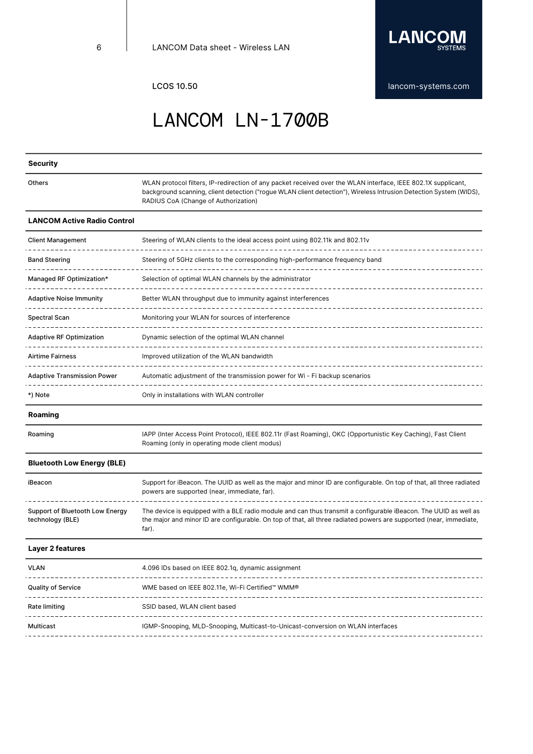LCOS 10.50

# LANCOM LN-1700B

| **Security** | |
|---|---|
| Others | WLAN protocol filters, IP-redirection of any packet received over the WLAN interface, IEEE 802.1X supplicant, background scanning, client detection ("rogue WLAN client detection"), Wireless Intrusion Detection System (WIDS), RADIUS CoA (Change of Authorization) |

| **LANCOM Active Radio Control** | |
|---|---|
| Client Management | Steering of WLAN clients to the ideal access point using 802.11k and 802.11v |
| Band Steering | Steering of 5GHz clients to the corresponding high-performance frequency band |
| Managed RF Optimization* | Selection of optimal WLAN channels by the administrator |
| Adaptive Noise Immunity | Better WLAN throughput due to immunity against interferences |
| Spectral Scan | Monitoring your WLAN for sources of interference |
| Adaptive RF Optimization | Dynamic selection of the optimal WLAN channel |
| Airtime Fairness | Improved utilization of the WLAN bandwidth |
| Adaptive Transmission Power | Automatic adjustment of the transmission power for Wi - Fi backup scenarios |
| *) Note | Only in installations with WLAN controller |

| **Roaming** | |
|---|---|
| Roaming | IAPP (Inter Access Point Protocol), IEEE 802.11r (Fast Roaming), OKC (Opportunistic Key Caching), Fast Client Roaming (only in operating mode client modus) |

| **Bluetooth Low Energy (BLE)** | |
|---|---|
| iBeacon | Support for iBeacon. The UUID as well as the major and minor ID are configurable. On top of that, all three radiated powers are supported (near, immediate, far). |
| Support of Bluetooth Low Energy technology (BLE) | The device is equipped with a BLE radio module and can thus transmit a configurable iBeacon. The UUID as well as the major and minor ID are configurable. On top of that, all three radiated powers are supported (near, immediate, far). |

| **Layer 2 features** | |
|---|---|
| VLAN | 4.096 IDs based on IEEE 802.1q, dynamic assignment |
| Quality of Service | WME based on IEEE 802.11e, Wi-Fi Certified™ WMM® |
| Rate limiting | SSID based, WLAN client based |
| Multicast | IGMP-Snooping, MLD-Snooping, Multicast-to-Unicast-conversion on WLAN interfaces |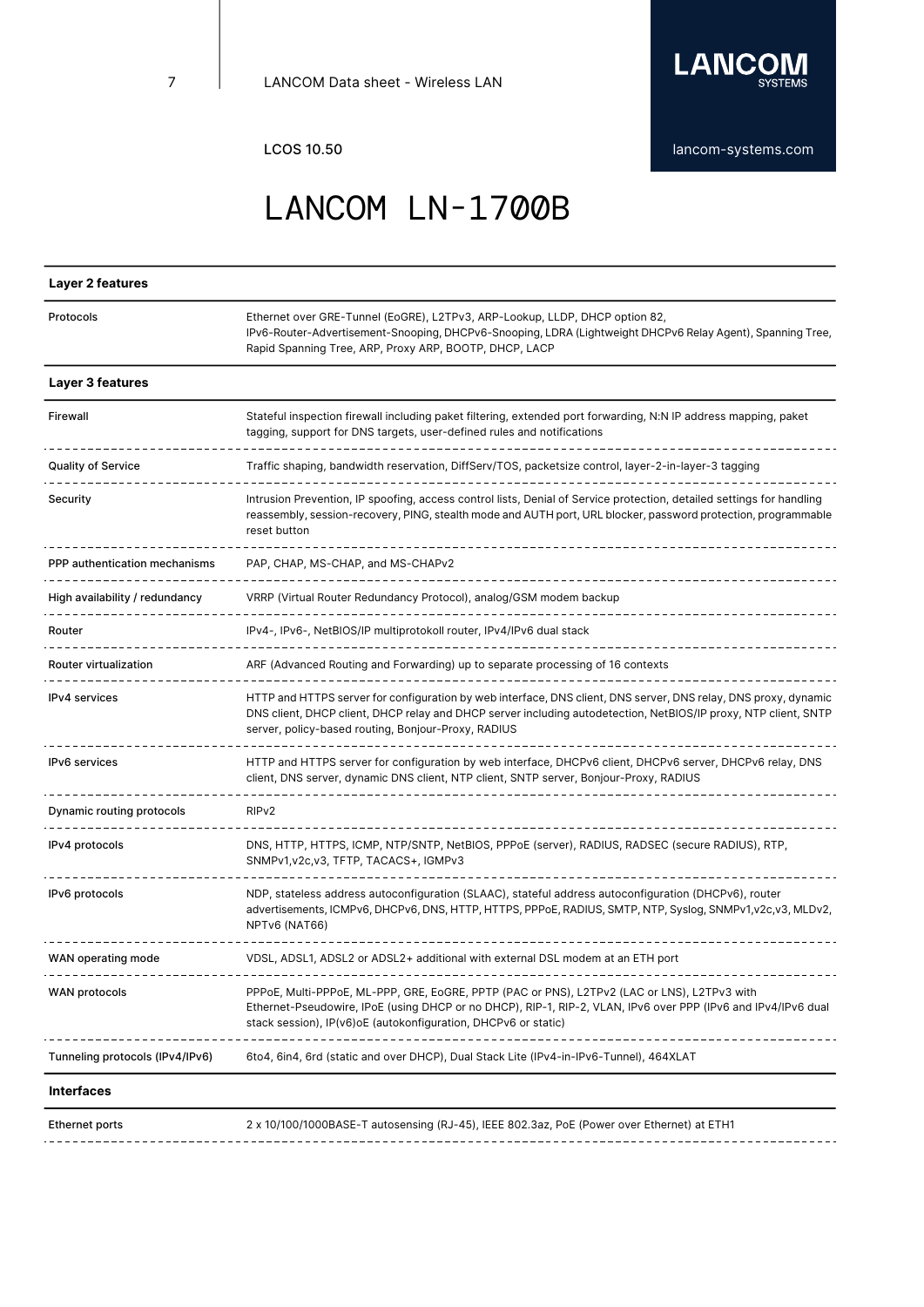# LANCOM LN-1700B

| Layer 2 features | |
|---|---|
| Protocols | Ethernet over GRE-Tunnel (EoGRE), L2TPv3, ARP-Lookup, LLDP, DHCP option 82, IPv6-Router-Advertisement-Snooping, DHCPv6-Snooping, LDRA (Lightweight DHCPv6 Relay Agent), Spanning Tree, Rapid Spanning Tree, ARP, Proxy ARP, BOOTP, DHCP, LACP |

| Layer 3 features | |
|---|---|
| Firewall | Stateful inspection firewall including paket filtering, extended port forwarding, N:N IP address mapping, paket tagging, support for DNS targets, user-defined rules and notifications |
| Quality of Service | Traffic shaping, bandwidth reservation, DiffServ/TOS, packetsize control, layer-2-in-layer-3 tagging |
| Security | Intrusion Prevention, IP spoofing, access control lists, Denial of Service protection, detailed settings for handling reassembly, session-recovery, PING, stealth mode and AUTH port, URL blocker, password protection, programmable reset button |
| PPP authentication mechanisms | PAP, CHAP, MS-CHAP, and MS-CHAPv2 |
| High availability / redundancy | VRRP (Virtual Router Redundancy Protocol), analog/GSM modem backup |
| Router | IPv4-, IPv6-, NetBIOS/IP multiprotokoll router, IPv4/IPv6 dual stack |
| Router virtualization | ARF (Advanced Routing and Forwarding) up to separate processing of 16 contexts |
| IPv4 services | HTTP and HTTPS server for configuration by web interface, DNS client, DNS server, DNS relay, DNS proxy, dynamic DNS client, DHCP client, DHCP relay and DHCP server including autodetection, NetBIOS/IP proxy, NTP client, SNTP server, policy-based routing, Bonjour-Proxy, RADIUS |
| IPv6 services | HTTP and HTTPS server for configuration by web interface, DHCPv6 client, DHCPv6 server, DHCPv6 relay, DNS client, DNS server, dynamic DNS client, NTP client, SNTP server, Bonjour-Proxy, RADIUS |
| Dynamic routing protocols | RIPv2 |
| IPv4 protocols | DNS, HTTP, HTTPS, ICMP, NTP/SNTP, NetBIOS, PPPoE (server), RADIUS, RADSEC (secure RADIUS), RTP, SNMPv1,v2c,v3, TFTP, TACACS+, IGMPv3 |
| IPv6 protocols | NDP, stateless address autoconfiguration (SLAAC), stateful address autoconfiguration (DHCPv6), router advertisements, ICMPv6, DHCPv6, DNS, HTTP, HTTPS, PPPoE, RADIUS, SMTP, NTP, Syslog, SNMPv1,v2c,v3, MLDv2, NPTv6 (NAT66) |
| WAN operating mode | VDSL, ADSL1, ADSL2 or ADSL2+ additional with external DSL modem at an ETH port |
| WAN protocols | PPPoE, Multi-PPPoE, ML-PPP, GRE, EoGRE, PPTP (PAC or PNS), L2TPv2 (LAC or LNS), L2TPv3 with Ethernet-Pseudowire, IPoE (using DHCP or no DHCP), RIP-1, RIP-2, VLAN, IPv6 over PPP (IPv6 and IPv4/IPv6 dual stack session), IP(v6)oE (autokonfiguration, DHCPv6 or static) |
| Tunneling protocols (IPv4/IPv6) | 6to4, 6in4, 6rd (static and over DHCP), Dual Stack Lite (IPv4-in-IPv6-Tunnel), 464XLAT |

| Interfaces | |
|---|---|
| Ethernet ports | 2 x 10/100/1000BASE-T autosensing (RJ-45), IEEE 802.3az, PoE (Power over Ethernet) at ETH1 |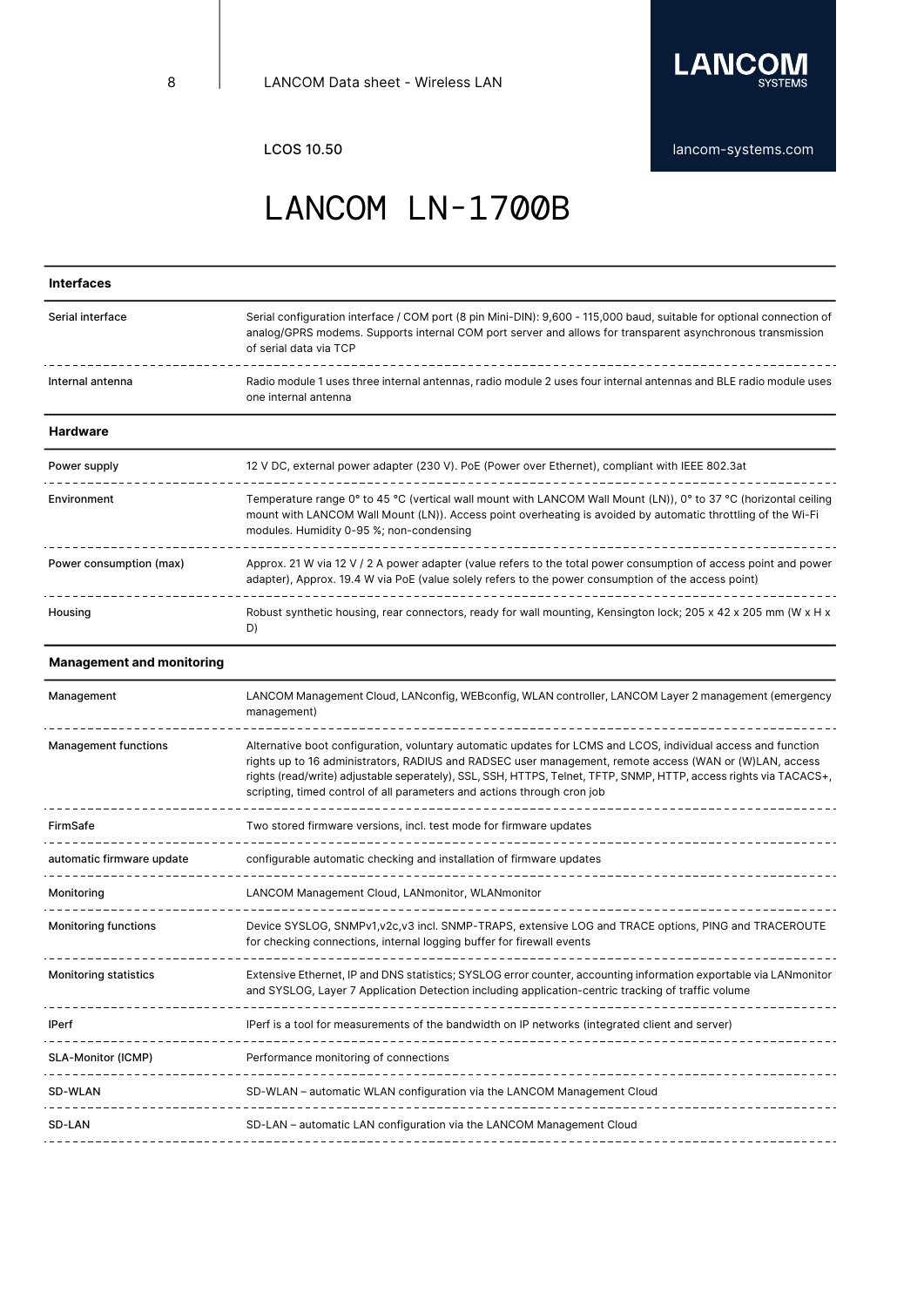# LANCOM LN-1700B

| Interfaces | |
|---|---|
| Serial interface | Serial configuration interface / COM port (8 pin Mini-DIN): 9,600 - 115,000 baud, suitable for optional connection of analog/GPRS modems. Supports internal COM port server and allows for transparent asynchronous transmission of serial data via TCP |
| Internal antenna | Radio module 1 uses three internal antennas, radio module 2 uses four internal antennas and BLE radio module uses one internal antenna |

| Hardware | |
|---|---|
| Power supply | 12 V DC, external power adapter (230 V). PoE (Power over Ethernet), compliant with IEEE 802.3at |
| Environment | Temperature range 0° to 45 °C (vertical wall mount with LANCOM Wall Mount (LN)), 0° to 37 °C (horizontal ceiling mount with LANCOM Wall Mount (LN)). Access point overheating is avoided by automatic throttling of the Wi-Fi modules. Humidity 0-95 %; non-condensing |
| Power consumption (max) | Approx. 21 W via 12 V / 2 A power adapter (value refers to the total power consumption of access point and power adapter), Approx. 19.4 W via PoE (value solely refers to the power consumption of the access point) |
| Housing | Robust synthetic housing, rear connectors, ready for wall mounting, Kensington lock; 205 x 42 x 205 mm (W x H x D) |

| Management and monitoring | |
|---|---|
| Management | LANCOM Management Cloud, LANconfig, WEBconfig, WLAN controller, LANCOM Layer 2 management (emergency management) |
| Management functions | Alternative boot configuration, voluntary automatic updates for LCMS and LCOS, individual access and function rights up to 16 administrators, RADIUS and RADSEC user management, remote access (WAN or (W)LAN, access rights (read/write) adjustable seperately), SSL, SSH, HTTPS, Telnet, TFTP, SNMP, HTTP, access rights via TACACS+, scripting, timed control of all parameters and actions through cron job |
| FirmSafe | Two stored firmware versions, incl. test mode for firmware updates |
| automatic firmware update | configurable automatic checking and installation of firmware updates |
| Monitoring | LANCOM Management Cloud, LANmonitor, WLANmonitor |
| Monitoring functions | Device SYSLOG, SNMPv1,v2c,v3 incl. SNMP-TRAPS, extensive LOG and TRACE options, PING and TRACEROUTE for checking connections, internal logging buffer for firewall events |
| Monitoring statistics | Extensive Ethernet, IP and DNS statistics; SYSLOG error counter, accounting information exportable via LANmonitor and SYSLOG, Layer 7 Application Detection including application-centric tracking of traffic volume |
| IPerf | IPerf is a tool for measurements of the bandwidth on IP networks (integrated client and server) |
| SLA-Monitor (ICMP) | Performance monitoring of connections |
| SD-WLAN | SD-WLAN – automatic WLAN configuration via the LANCOM Management Cloud |
| SD-LAN | SD-LAN – automatic LAN configuration via the LANCOM Management Cloud |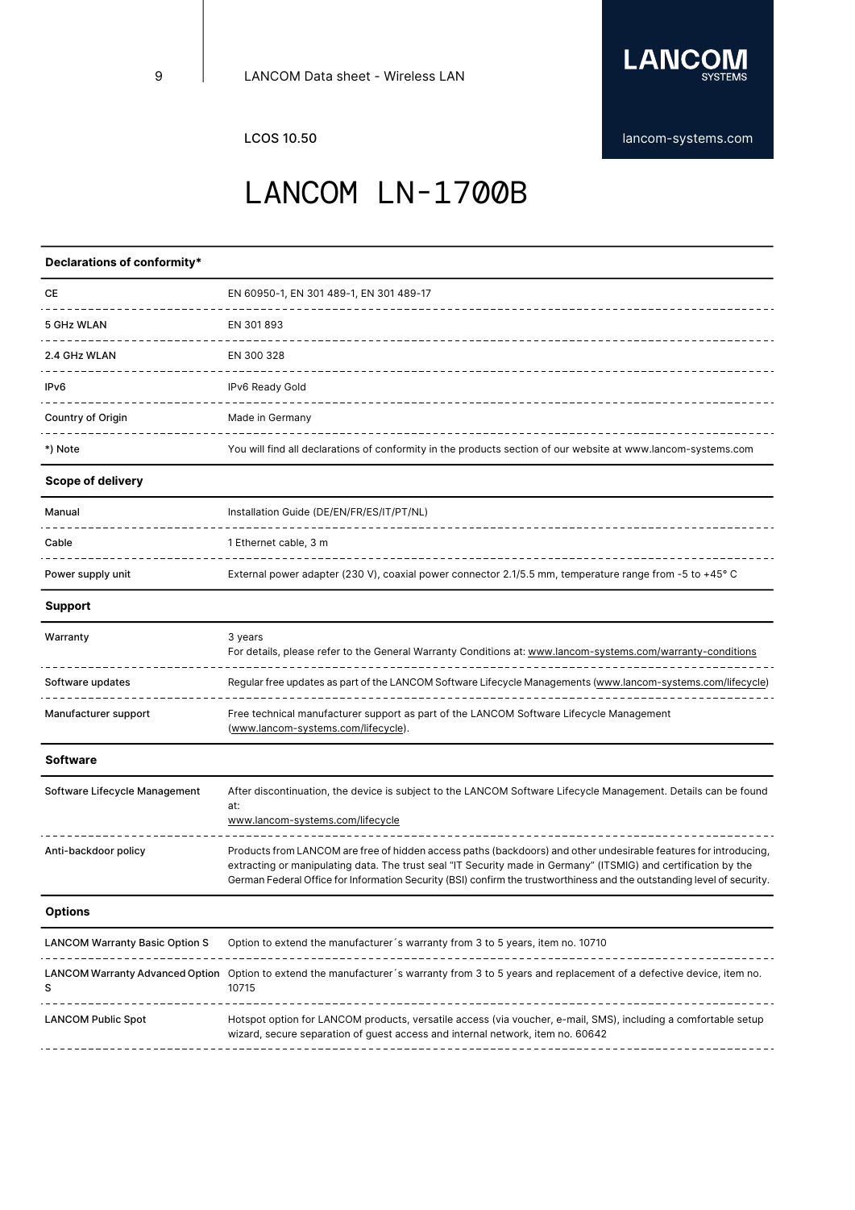LCOS 10.50

# LANCOM LN-1700B

| Declarations of conformity* | |
| --- | --- |
| CE | EN 60950-1, EN 301 489-1, EN 301 489-17 |
| 5 GHz WLAN | EN 301 893 |
| 2.4 GHz WLAN | EN 300 328 |
| IPv6 | IPv6 Ready Gold |
| Country of Origin | Made in Germany |
| *) Note | You will find all declarations of conformity in the products section of our website at www.lancom-systems.com |

| Scope of delivery | |
| --- | --- |
| Manual | Installation Guide (DE/EN/FR/ES/IT/PT/NL) |
| Cable | 1 Ethernet cable, 3 m |
| Power supply unit | External power adapter (230 V), coaxial power connector 2.1/5.5 mm, temperature range from -5 to +45° C |

| Support | |
| --- | --- |
| Warranty | 3 years<br>For details, please refer to the General Warranty Conditions at: www.lancom-systems.com/warranty-conditions |
| Software updates | Regular free updates as part of the LANCOM Software Lifecycle Managements (www.lancom-systems.com/lifecycle) |
| Manufacturer support | Free technical manufacturer support as part of the LANCOM Software Lifecycle Management (www.lancom-systems.com/lifecycle). |

| Software | |
| --- | --- |
| Software Lifecycle Management | After discontinuation, the device is subject to the LANCOM Software Lifecycle Management. Details can be found at:<br>www.lancom-systems.com/lifecycle |
| Anti-backdoor policy | Products from LANCOM are free of hidden access paths (backdoors) and other undesirable features for introducing, extracting or manipulating data. The trust seal "IT Security made in Germany" (ITSMIG) and certification by the German Federal Office for Information Security (BSI) confirm the trustworthiness and the outstanding level of security. |

| Options | |
| --- | --- |
| LANCOM Warranty Basic Option S | Option to extend the manufacturer´s warranty from 3 to 5 years, item no. 10710 |
| LANCOM Warranty Advanced Option S | Option to extend the manufacturer´s warranty from 3 to 5 years and replacement of a defective device, item no. 10715 |
| LANCOM Public Spot | Hotspot option for LANCOM products, versatile access (via voucher, e-mail, SMS), including a comfortable setup wizard, secure separation of guest access and internal network, item no. 60642 |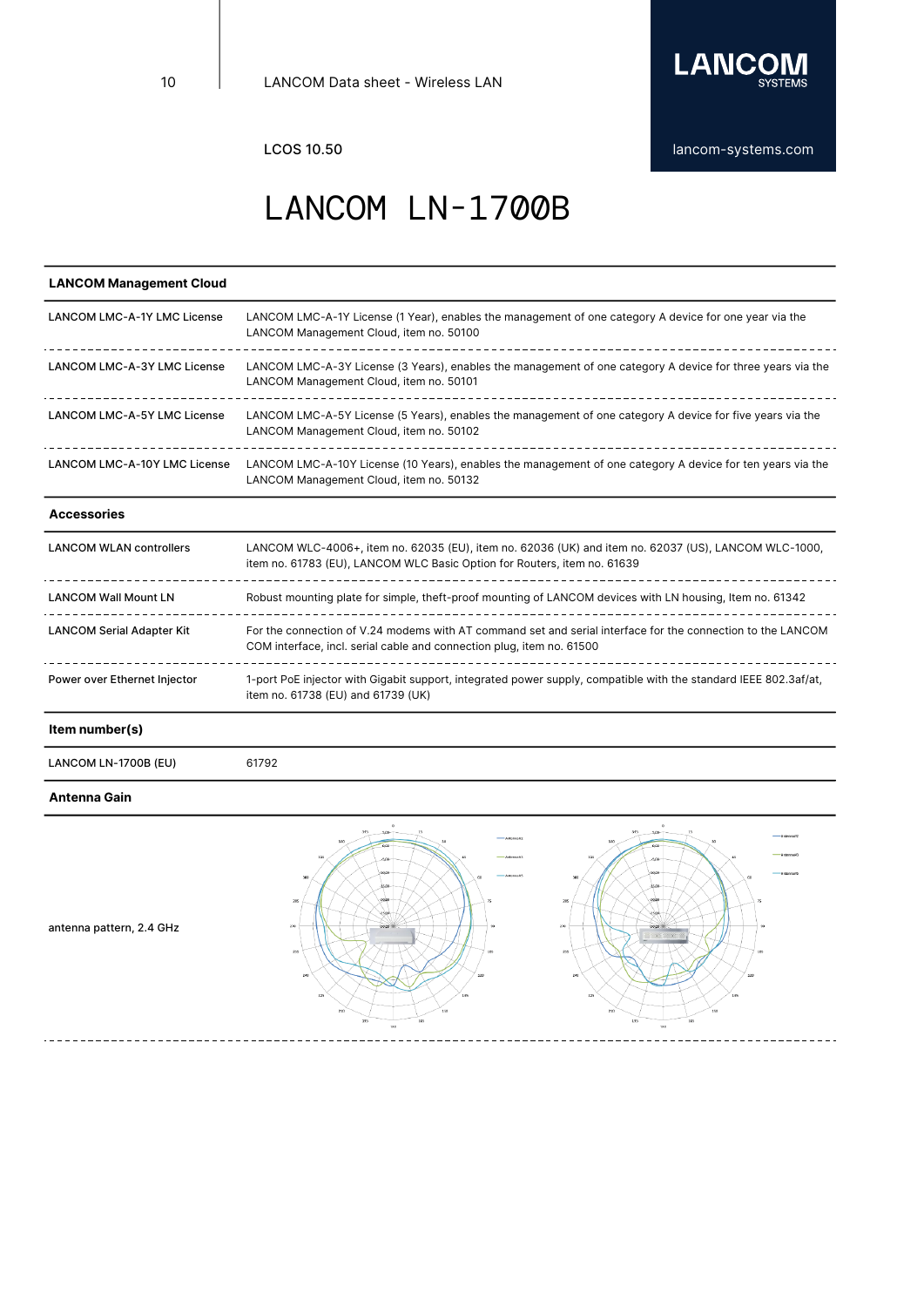# LANCOM LN-1700B

| LANCOM Management Cloud | |
|---|---|
| LANCOM LMC-A-1Y LMC License | LANCOM LMC-A-1Y License (1 Year), enables the management of one category A device for one year via the LANCOM Management Cloud, item no. 50100 |
| LANCOM LMC-A-3Y LMC License | LANCOM LMC-A-3Y License (3 Years), enables the management of one category A device for three years via the LANCOM Management Cloud, item no. 50101 |
| LANCOM LMC-A-5Y LMC License | LANCOM LMC-A-5Y License (5 Years), enables the management of one category A device for five years via the LANCOM Management Cloud, item no. 50102 |
| LANCOM LMC-A-10Y LMC License | LANCOM LMC-A-10Y License (10 Years), enables the management of one category A device for ten years via the LANCOM Management Cloud, item no. 50132 |

| Accessories | |
|---|---|
| LANCOM WLAN controllers | LANCOM WLC-4006+, item no. 62035 (EU), item no. 62036 (UK) and item no. 62037 (US), LANCOM WLC-1000, item no. 61783 (EU), LANCOM WLC Basic Option for Routers, item no. 61639 |
| LANCOM Wall Mount LN | Robust mounting plate for simple, theft-proof mounting of LANCOM devices with LN housing, Item no. 61342 |
| LANCOM Serial Adapter Kit | For the connection of V.24 modems with AT command set and serial interface for the connection to the LANCOM COM interface, incl. serial cable and connection plug, item no. 61500 |
| Power over Ethernet Injector | 1-port PoE injector with Gigabit support, integrated power supply, compatible with the standard IEEE 802.3af/at, item no. 61738 (EU) and 61739 (UK) |

| Item number(s) | |
|---|---|
| LANCOM LN-1700B (EU) | 61792 |

| Antenna Gain | |
|---|---|
| antenna pattern, 2.4 GHz | |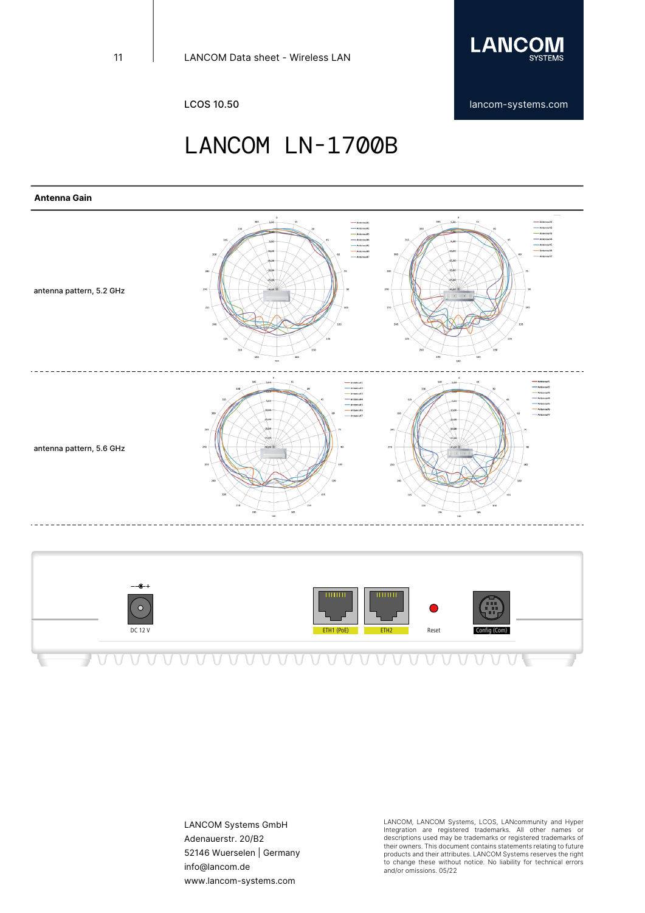LCOS 10.50

# LANCOM LN-1700B

## Antenna Gain

antenna pattern, 5.2 GHz

antenna pattern, 5.6 GHz

DC 12 V

ETH1 (PoE)

ETH2

Reset

Config (Com)

LANCOM Systems GmbH
Adenauerstr. 20/B2
52146 Wuerselen | Germany
info@lancom.de
www.lancom-systems.com

LANCOM, LANCOM Systems, LCOS, LANcommunity and Hyper Integration are registered trademarks. All other names or descriptions used may be trademarks or registered trademarks of their owners. This document contains statements relating to future products and their attributes. LANCOM Systems reserves the right to change these without notice. No liability for technical errors and/or omissions. 05/22